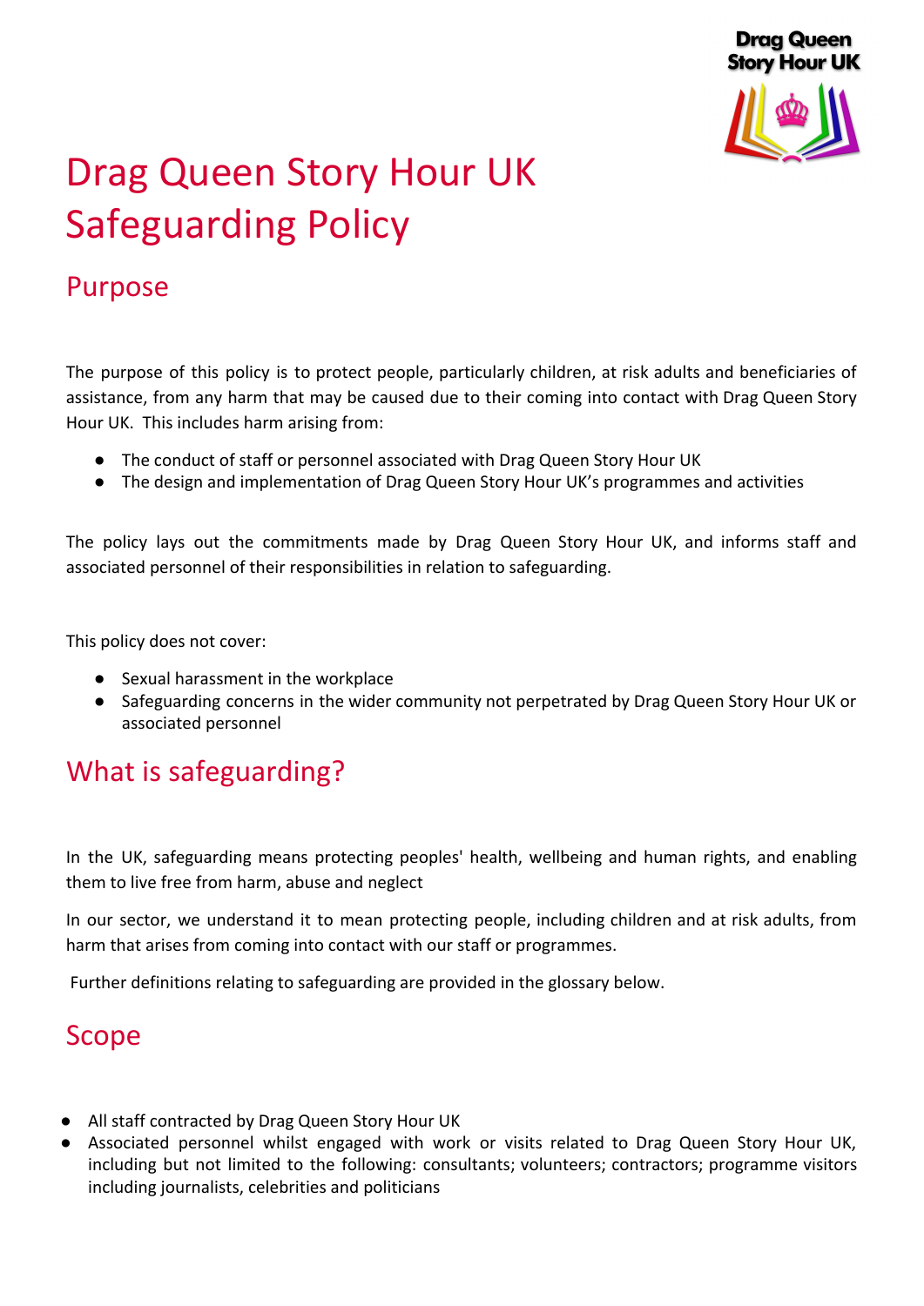# Drag Queen Story Hour UK Safeguarding Policy

## Purpose

The purpose of this policy is to protect people, particularly children, at risk adults and beneficiaries of assistance, from any harm that may be caused due to their coming into contact with Drag Queen Story Hour UK. This includes harm arising from:

- The conduct of staff or personnel associated with Drag Queen Story Hour UK
- The design and implementation of Drag Queen Story Hour UK's programmes and activities

The policy lays out the commitments made by Drag Queen Story Hour UK, and informs staff and associated personnel of their responsibilities in relation to safeguarding.

This policy does not cover:

- Sexual harassment in the workplace
- Safeguarding concerns in the wider community not perpetrated by Drag Queen Story Hour UK or associated personnel

## What is safeguarding?

In the UK, safeguarding means protecting peoples' health, wellbeing and human rights, and enabling them to live free from harm, abuse and neglect

In our sector, we understand it to mean protecting people, including children and at risk adults, from harm that arises from coming into contact with our staff or programmes.

Further definitions relating to safeguarding are provided in the glossary below.

## Scope

- All staff contracted by Drag Queen Story Hour UK
- Associated personnel whilst engaged with work or visits related to Drag Queen Story Hour UK, including but not limited to the following: consultants; volunteers; contractors; programme visitors including journalists, celebrities and politicians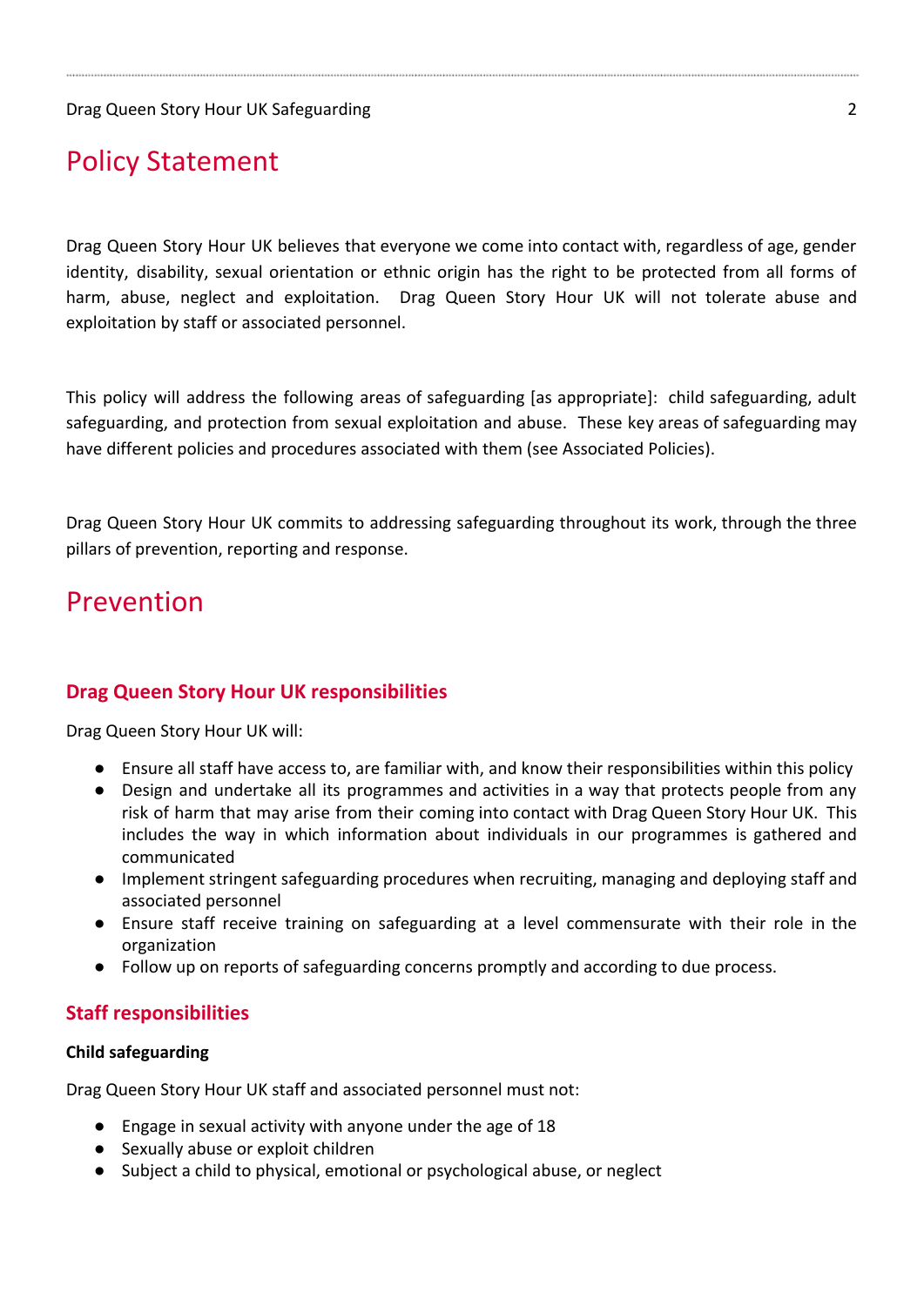## Policy Statement

Drag Queen Story Hour UK believes that everyone we come into contact with, regardless of age, gender identity, disability, sexual orientation or ethnic origin has the right to be protected from all forms of harm, abuse, neglect and exploitation. Drag Queen Story Hour UK will not tolerate abuse and exploitation by staff or associated personnel.

This policy will address the following areas of safeguarding [as appropriate]: child safeguarding, adult safeguarding, and protection from sexual exploitation and abuse. These key areas of safeguarding may have different policies and procedures associated with them (see Associated Policies).

Drag Queen Story Hour UK commits to addressing safeguarding throughout its work, through the three pillars of prevention, reporting and response.

## Prevention

### Drag Queen Story Hour UK responsibilities

Drag Queen Story Hour UK will:

- Ensure all staff have access to, are familiar with, and know their responsibilities within this policy
- Design and undertake all its programmes and activities in a way that protects people from any risk of harm that may arise from their coming into contact with Drag Queen Story Hour UK. This includes the way in which information about individuals in our programmes is gathered and communicated
- Implement stringent safeguarding procedures when recruiting, managing and deploying staff and associated personnel
- Ensure staff receive training on safeguarding at a level commensurate with their role in the organization
- Follow up on reports of safeguarding concerns promptly and according to due process.

### Staff responsibilities

**Child safeguarding**

Drag Queen Story Hour UK staff and associated personnel must not:

- Engage in sexual activity with anyone under the age of 18
- Sexually abuse or exploit children
- Subject a child to physical, emotional or psychological abuse, or neglect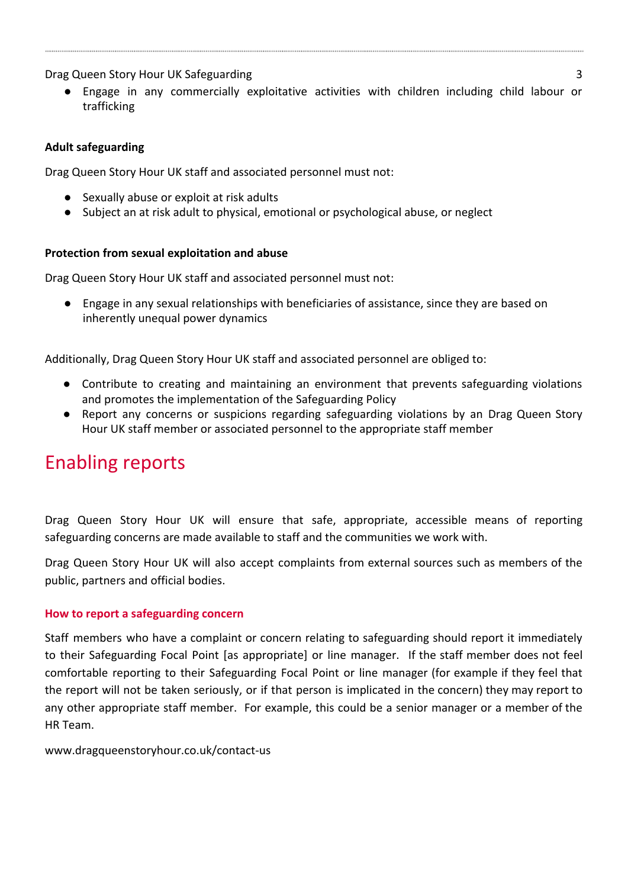- Engage in any commercially exploitative activities with children including child labour or trafficking

**Adult safeguarding**

Drag Queen Story Hour UK staff and associated personnel must not:

- Sexually abuse or exploit at risk adults
- Subject an at risk adult to physical, emotional or psychological abuse, or neglect

**Protection from sexual exploitation and abuse**

Drag Queen Story Hour UK staff and associated personnel must not:

- Engage in any sexual relationships with beneficiaries of assistance, since they are based on inherently unequal power dynamics

Additionally, Drag Queen Story Hour UK staff and associated personnel are obliged to:

- Contribute to creating and maintaining an environment that prevents safeguarding violations and promotes the implementation of the Safeguarding Policy
- Report any concerns or suspicions regarding safeguarding violations by an Drag Queen Story Hour UK staff member or associated personnel to the appropriate staff member

# Enabling reports

Drag Queen Story Hour UK will ensure that safe, appropriate, accessible means of reporting safeguarding concerns are made available to staff and the communities we work with.

Drag Queen Story Hour UK will also accept complaints from external sources such as members of the public, partners and official bodies.

### How to report a safeguarding concern

Staff members who have a complaint or concern relating to safeguarding should report it immediately to their Safeguarding Focal Point [as appropriate] or line manager. If the staff member does not feel comfortable reporting to their Safeguarding Focal Point or line manager (for example if they feel that the report will not be taken seriously, or if that person is implicated in the concern) they may report to any other appropriate staff member. For example, this could be a senior manager or a member of the HR Team.

www.dragqueenstoryhour.co.uk/contact-us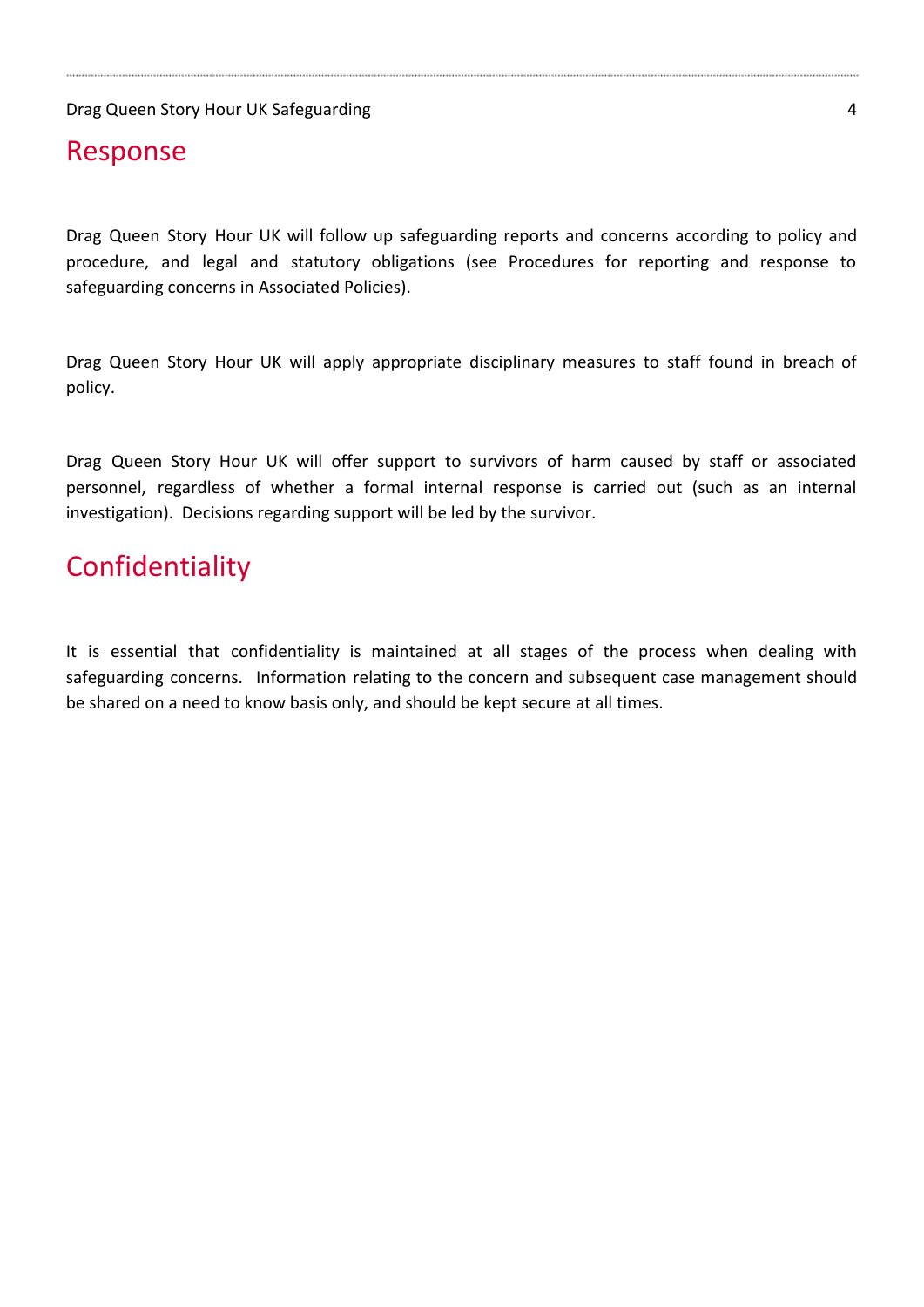## Response

Drag Queen Story Hour UK will follow up safeguarding reports and concerns according to policy and procedure, and legal and statutory obligations (see Procedures for reporting and response to safeguarding concerns in Associated Policies).

Drag Queen Story Hour UK will apply appropriate disciplinary measures to staff found in breach of policy.

Drag Queen Story Hour UK will offer support to survivors of harm caused by staff or associated personnel, regardless of whether a formal internal response is carried out (such as an internal investigation). Decisions regarding support will be led by the survivor.

## Confidentiality

It is essential that confidentiality is maintained at all stages of the process when dealing with safeguarding concerns. Information relating to the concern and subsequent case management should be shared on a need to know basis only, and should be kept secure at all times.